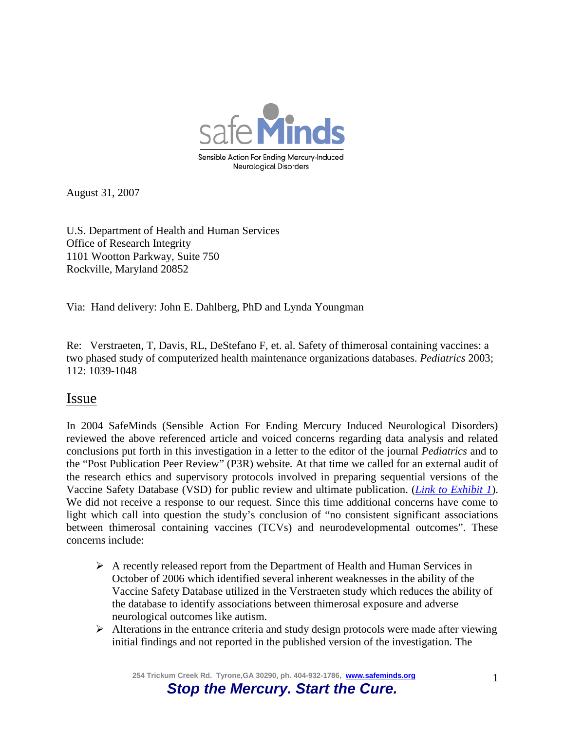safeMinds

Sensible Action For Ending Mercury-Induced Neurological Disorders

August 31, 2007

U.S. Department of Health and Human Services
Office of Research Integrity
1101 Wootton Parkway, Suite 750
Rockville, Maryland 20852

Via: Hand delivery: John E. Dahlberg, PhD and Lynda Youngman

Re: Verstraeten, T, Davis, RL, DeStefano F, et. al. Safety of thimerosal containing vaccines: a two phased study of computerized health maintenance organizations databases. *Pediatrics* 2003; 112: 1039-1048

## Issue

In 2004 SafeMinds (Sensible Action For Ending Mercury Induced Neurological Disorders) reviewed the above referenced article and voiced concerns regarding data analysis and related conclusions put forth in this investigation in a letter to the editor of the journal *Pediatrics* and to the "Post Publication Peer Review" (P3R) website. At that time we called for an external audit of the research ethics and supervisory protocols involved in preparing sequential versions of the Vaccine Safety Database (VSD) for public review and ultimate publication. (*Link to Exhibit 1*). We did not receive a response to our request. Since this time additional concerns have come to light which call into question the study's conclusion of "no consistent significant associations between thimerosal containing vaccines (TCVs) and neurodevelopmental outcomes". These concerns include:

- A recently released report from the Department of Health and Human Services in October of 2006 which identified several inherent weaknesses in the ability of the Vaccine Safety Database utilized in the Verstraeten study which reduces the ability of the database to identify associations between thimerosal exposure and adverse neurological outcomes like autism.
- Alterations in the entrance criteria and study design protocols were made after viewing initial findings and not reported in the published version of the investigation. The

254 Trickum Creek Rd. Tyrone,GA 30290, ph. 404-932-1786, www.safeminds.org

**Stop the Mercury. Start the Cure.**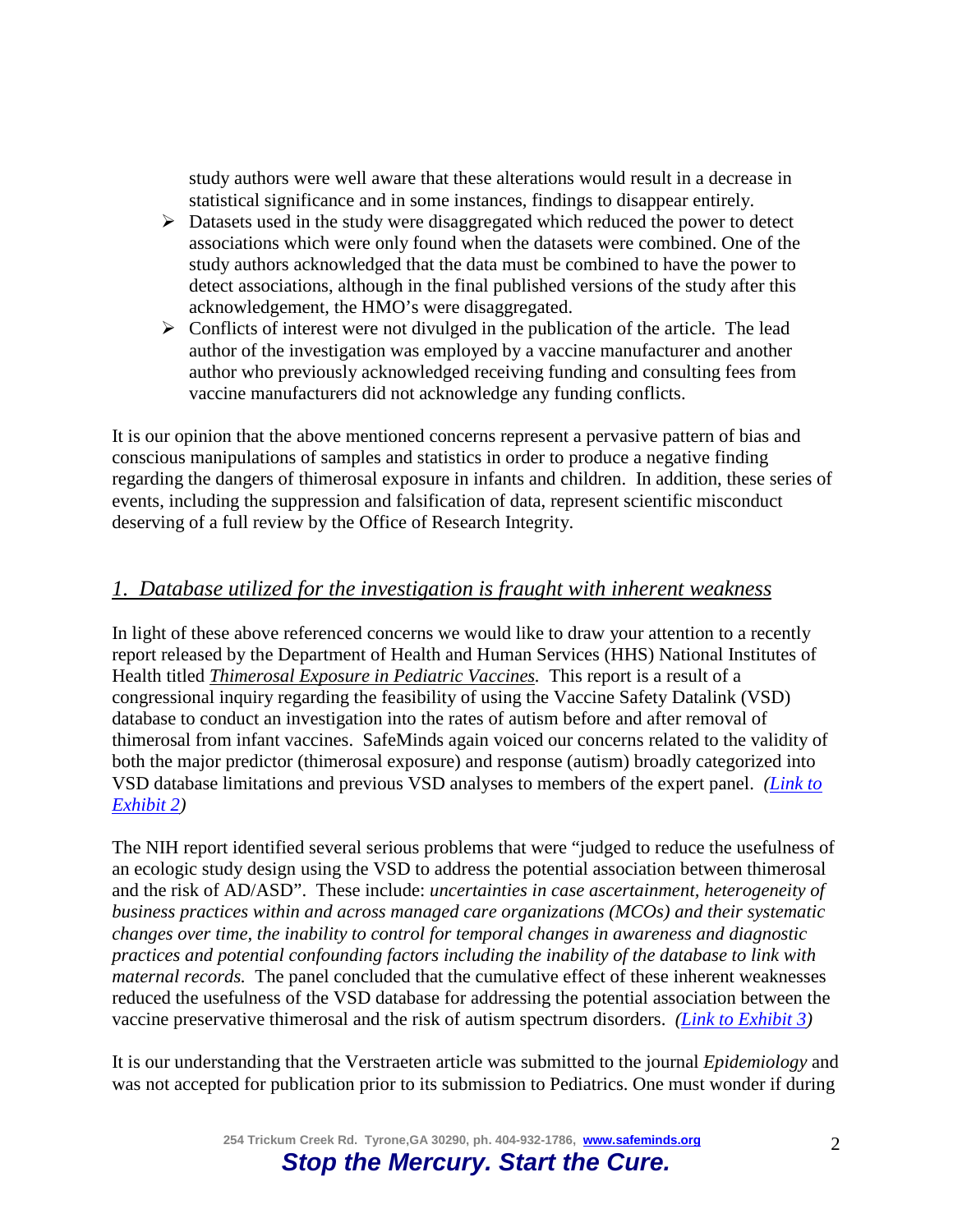study authors were well aware that these alterations would result in a decrease in statistical significance and in some instances, findings to disappear entirely.

- Datasets used in the study were disaggregated which reduced the power to detect associations which were only found when the datasets were combined. One of the study authors acknowledged that the data must be combined to have the power to detect associations, although in the final published versions of the study after this acknowledgement, the HMO's were disaggregated.
- Conflicts of interest were not divulged in the publication of the article. The lead author of the investigation was employed by a vaccine manufacturer and another author who previously acknowledged receiving funding and consulting fees from vaccine manufacturers did not acknowledge any funding conflicts.

It is our opinion that the above mentioned concerns represent a pervasive pattern of bias and conscious manipulations of samples and statistics in order to produce a negative finding regarding the dangers of thimerosal exposure in infants and children. In addition, these series of events, including the suppression and falsification of data, represent scientific misconduct deserving of a full review by the Office of Research Integrity.

## *1. Database utilized for the investigation is fraught with inherent weakness*

In light of these above referenced concerns we would like to draw your attention to a recently report released by the Department of Health and Human Services (HHS) National Institutes of Health titled ***Thimerosal Exposure in Pediatric Vaccines.*** This report is a result of a congressional inquiry regarding the feasibility of using the Vaccine Safety Datalink (VSD) database to conduct an investigation into the rates of autism before and after removal of thimerosal from infant vaccines. SafeMinds again voiced our concerns related to the validity of both the major predictor (thimerosal exposure) and response (autism) broadly categorized into VSD database limitations and previous VSD analyses to members of the expert panel. *(Link to Exhibit 2)*

The NIH report identified several serious problems that were "judged to reduce the usefulness of an ecologic study design using the VSD to address the potential association between thimerosal and the risk of AD/ASD". These include: *uncertainties in case ascertainment, heterogeneity of business practices within and across managed care organizations (MCOs) and their systematic changes over time, the inability to control for temporal changes in awareness and diagnostic practices and potential confounding factors including the inability of the database to link with maternal records.* The panel concluded that the cumulative effect of these inherent weaknesses reduced the usefulness of the VSD database for addressing the potential association between the vaccine preservative thimerosal and the risk of autism spectrum disorders. *(Link to Exhibit 3)*

It is our understanding that the Verstraeten article was submitted to the journal *Epidemiology* and was not accepted for publication prior to its submission to Pediatrics. One must wonder if during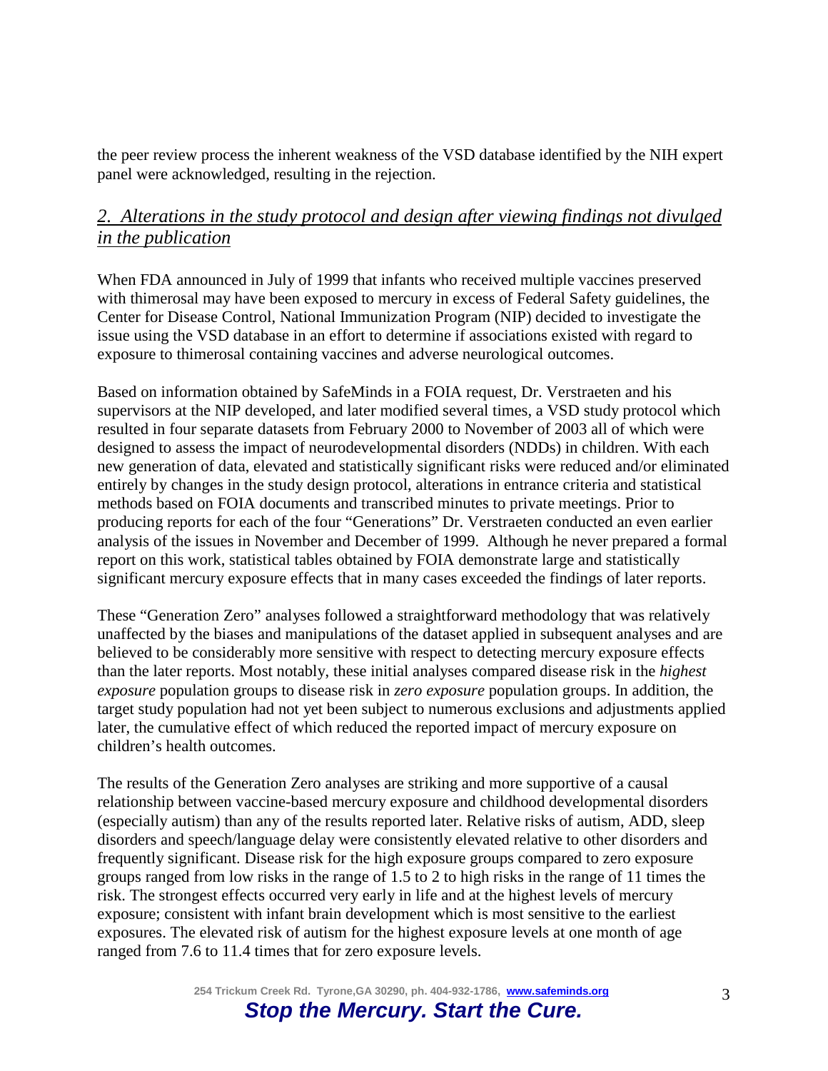the peer review process the inherent weakness of the VSD database identified by the NIH expert panel were acknowledged, resulting in the rejection.

## *2. Alterations in the study protocol and design after viewing findings not divulged in the publication*

When FDA announced in July of 1999 that infants who received multiple vaccines preserved with thimerosal may have been exposed to mercury in excess of Federal Safety guidelines, the Center for Disease Control, National Immunization Program (NIP) decided to investigate the issue using the VSD database in an effort to determine if associations existed with regard to exposure to thimerosal containing vaccines and adverse neurological outcomes.

Based on information obtained by SafeMinds in a FOIA request, Dr. Verstraeten and his supervisors at the NIP developed, and later modified several times, a VSD study protocol which resulted in four separate datasets from February 2000 to November of 2003 all of which were designed to assess the impact of neurodevelopmental disorders (NDDs) in children. With each new generation of data, elevated and statistically significant risks were reduced and/or eliminated entirely by changes in the study design protocol, alterations in entrance criteria and statistical methods based on FOIA documents and transcribed minutes to private meetings. Prior to producing reports for each of the four "Generations" Dr. Verstraeten conducted an even earlier analysis of the issues in November and December of 1999. Although he never prepared a formal report on this work, statistical tables obtained by FOIA demonstrate large and statistically significant mercury exposure effects that in many cases exceeded the findings of later reports.

These "Generation Zero" analyses followed a straightforward methodology that was relatively unaffected by the biases and manipulations of the dataset applied in subsequent analyses and are believed to be considerably more sensitive with respect to detecting mercury exposure effects than the later reports. Most notably, these initial analyses compared disease risk in the *highest exposure* population groups to disease risk in *zero exposure* population groups. In addition, the target study population had not yet been subject to numerous exclusions and adjustments applied later, the cumulative effect of which reduced the reported impact of mercury exposure on children's health outcomes.

The results of the Generation Zero analyses are striking and more supportive of a causal relationship between vaccine-based mercury exposure and childhood developmental disorders (especially autism) than any of the results reported later. Relative risks of autism, ADD, sleep disorders and speech/language delay were consistently elevated relative to other disorders and frequently significant. Disease risk for the high exposure groups compared to zero exposure groups ranged from low risks in the range of 1.5 to 2 to high risks in the range of 11 times the risk. The strongest effects occurred very early in life and at the highest levels of mercury exposure; consistent with infant brain development which is most sensitive to the earliest exposures. The elevated risk of autism for the highest exposure levels at one month of age ranged from 7.6 to 11.4 times that for zero exposure levels.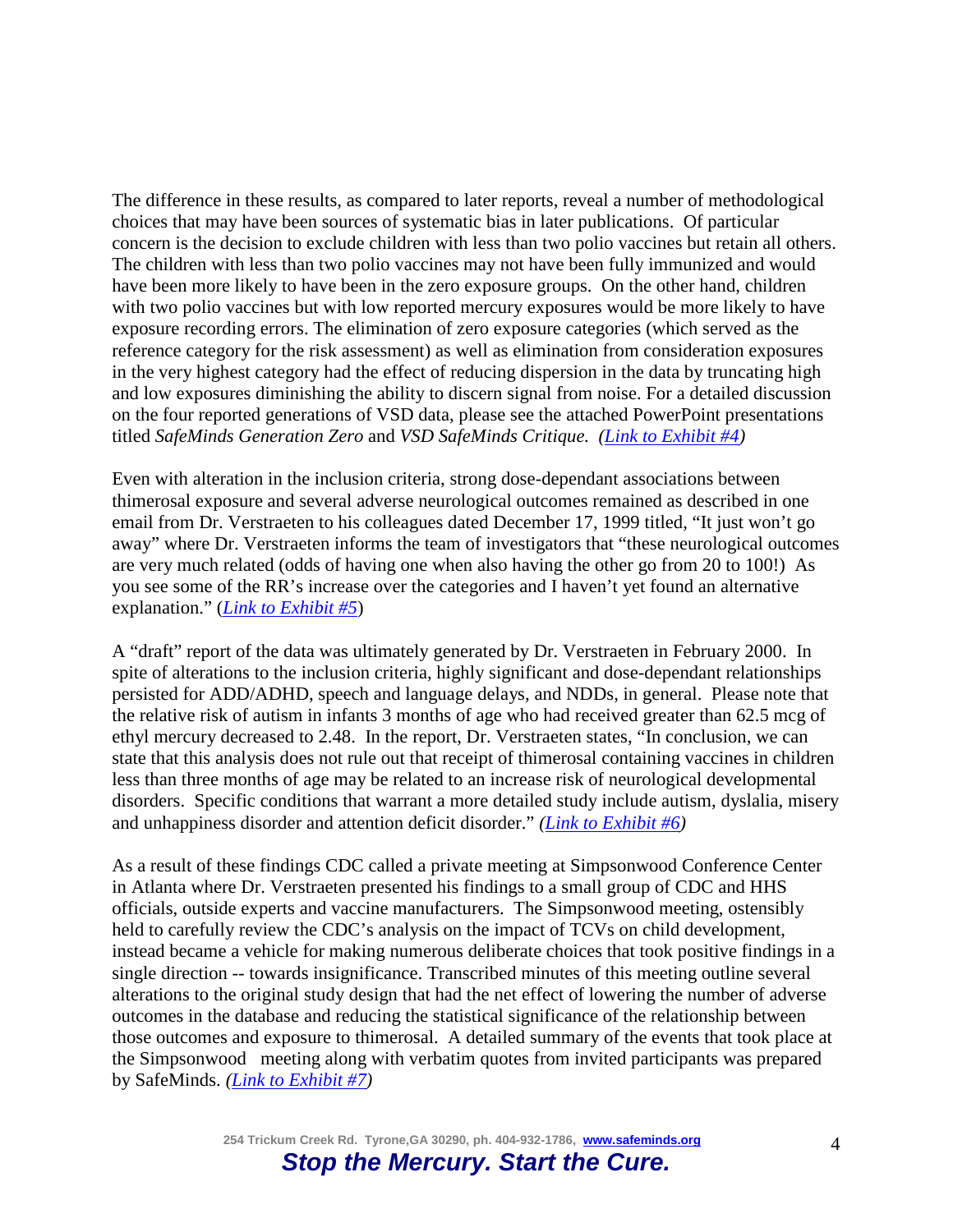The difference in these results, as compared to later reports, reveal a number of methodological choices that may have been sources of systematic bias in later publications. Of particular concern is the decision to exclude children with less than two polio vaccines but retain all others. The children with less than two polio vaccines may not have been fully immunized and would have been more likely to have been in the zero exposure groups. On the other hand, children with two polio vaccines but with low reported mercury exposures would be more likely to have exposure recording errors. The elimination of zero exposure categories (which served as the reference category for the risk assessment) as well as elimination from consideration exposures in the very highest category had the effect of reducing dispersion in the data by truncating high and low exposures diminishing the ability to discern signal from noise. For a detailed discussion on the four reported generations of VSD data, please see the attached PowerPoint presentations titled *SafeMinds Generation Zero* and *VSD SafeMinds Critique. ([Link to Exhibit #4](#))*

Even with alteration in the inclusion criteria, strong dose-dependant associations between thimerosal exposure and several adverse neurological outcomes remained as described in one email from Dr. Verstraeten to his colleagues dated December 17, 1999 titled, "It just won't go away" where Dr. Verstraeten informs the team of investigators that "these neurological outcomes are very much related (odds of having one when also having the other go from 20 to 100!) As you see some of the RR's increase over the categories and I haven't yet found an alternative explanation." (*[Link to Exhibit #5](#)*)

A "draft" report of the data was ultimately generated by Dr. Verstraeten in February 2000. In spite of alterations to the inclusion criteria, highly significant and dose-dependant relationships persisted for ADD/ADHD, speech and language delays, and NDDs, in general. Please note that the relative risk of autism in infants 3 months of age who had received greater than 62.5 mcg of ethyl mercury decreased to 2.48. In the report, Dr. Verstraeten states, "In conclusion, we can state that this analysis does not rule out that receipt of thimerosal containing vaccines in children less than three months of age may be related to an increase risk of neurological developmental disorders. Specific conditions that warrant a more detailed study include autism, dyslalia, misery and unhappiness disorder and attention deficit disorder." *([Link to Exhibit #6](#))*

As a result of these findings CDC called a private meeting at Simpsonwood Conference Center in Atlanta where Dr. Verstraeten presented his findings to a small group of CDC and HHS officials, outside experts and vaccine manufacturers. The Simpsonwood meeting, ostensibly held to carefully review the CDC's analysis on the impact of TCVs on child development, instead became a vehicle for making numerous deliberate choices that took positive findings in a single direction -- towards insignificance. Transcribed minutes of this meeting outline several alterations to the original study design that had the net effect of lowering the number of adverse outcomes in the database and reducing the statistical significance of the relationship between those outcomes and exposure to thimerosal. A detailed summary of the events that took place at the Simpsonwood meeting along with verbatim quotes from invited participants was prepared by SafeMinds. *([Link to Exhibit #7](#))*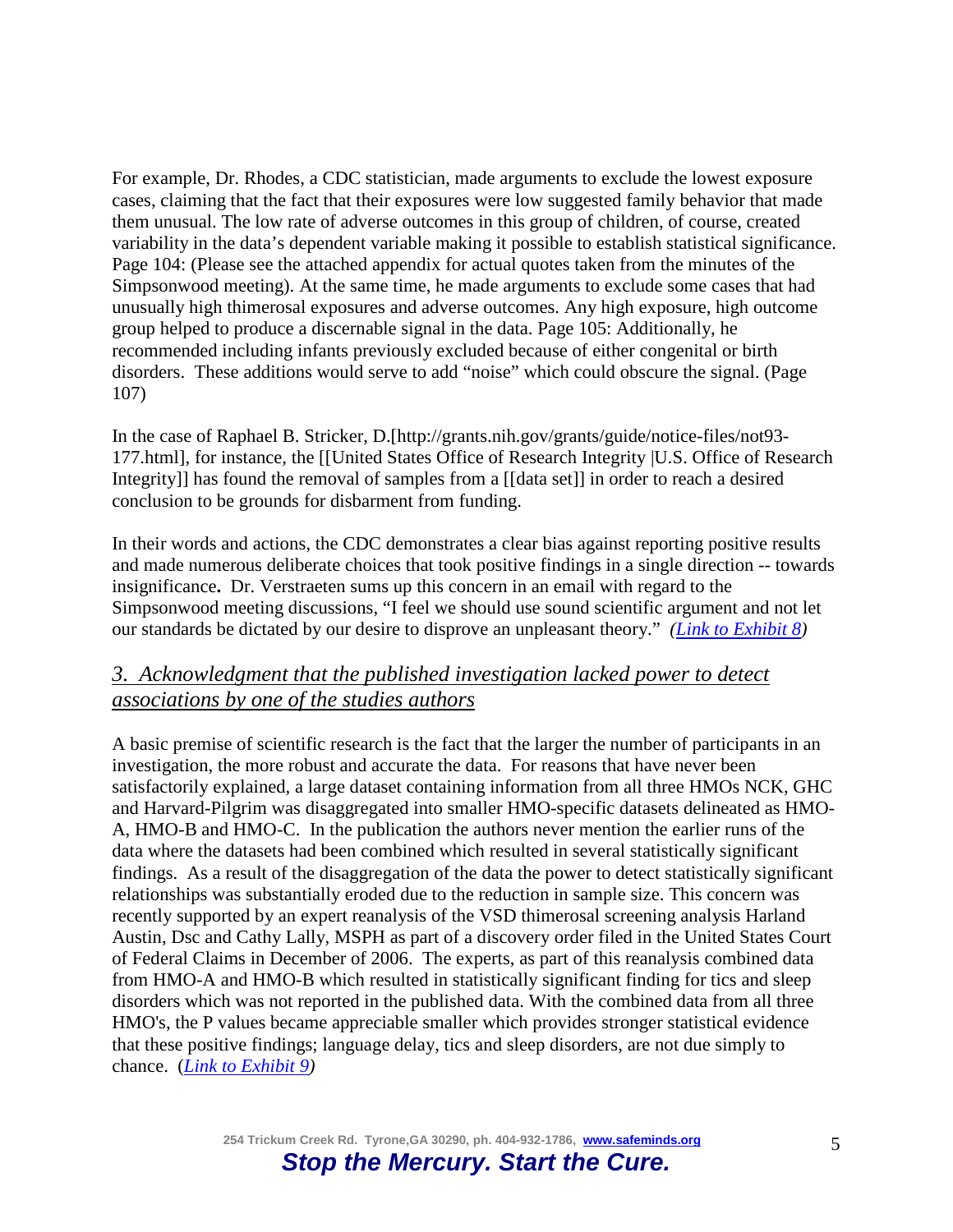For example, Dr. Rhodes, a CDC statistician, made arguments to exclude the lowest exposure cases, claiming that the fact that their exposures were low suggested family behavior that made them unusual. The low rate of adverse outcomes in this group of children, of course, created variability in the data's dependent variable making it possible to establish statistical significance. Page 104: (Please see the attached appendix for actual quotes taken from the minutes of the Simpsonwood meeting). At the same time, he made arguments to exclude some cases that had unusually high thimerosal exposures and adverse outcomes. Any high exposure, high outcome group helped to produce a discernable signal in the data. Page 105: Additionally, he recommended including infants previously excluded because of either congenital or birth disorders. These additions would serve to add "noise" which could obscure the signal. (Page 107)

In the case of Raphael B. Stricker, D.[http://grants.nih.gov/grants/guide/notice-files/not93-177.html], for instance, the [[United States Office of Research Integrity |U.S. Office of Research Integrity]] has found the removal of samples from a [[data set]] in order to reach a desired conclusion to be grounds for disbarment from funding.

In their words and actions, the CDC demonstrates a clear bias against reporting positive results and made numerous deliberate choices that took positive findings in a single direction -- towards insignificance**.** Dr. Verstraeten sums up this concern in an email with regard to the Simpsonwood meeting discussions, "I feel we should use sound scientific argument and not let our standards be dictated by our desire to disprove an unpleasant theory." *(Link to Exhibit 8)*

## *3. Acknowledgment that the published investigation lacked power to detect associations by one of the studies authors*

A basic premise of scientific research is the fact that the larger the number of participants in an investigation, the more robust and accurate the data. For reasons that have never been satisfactorily explained, a large dataset containing information from all three HMOs NCK, GHC and Harvard-Pilgrim was disaggregated into smaller HMO-specific datasets delineated as HMO-A, HMO-B and HMO-C. In the publication the authors never mention the earlier runs of the data where the datasets had been combined which resulted in several statistically significant findings. As a result of the disaggregation of the data the power to detect statistically significant relationships was substantially eroded due to the reduction in sample size. This concern was recently supported by an expert reanalysis of the VSD thimerosal screening analysis Harland Austin, Dsc and Cathy Lally, MSPH as part of a discovery order filed in the United States Court of Federal Claims in December of 2006. The experts, as part of this reanalysis combined data from HMO-A and HMO-B which resulted in statistically significant finding for tics and sleep disorders which was not reported in the published data. With the combined data from all three HMO's, the P values became appreciable smaller which provides stronger statistical evidence that these positive findings; language delay, tics and sleep disorders, are not due simply to chance. (*Link to Exhibit 9)*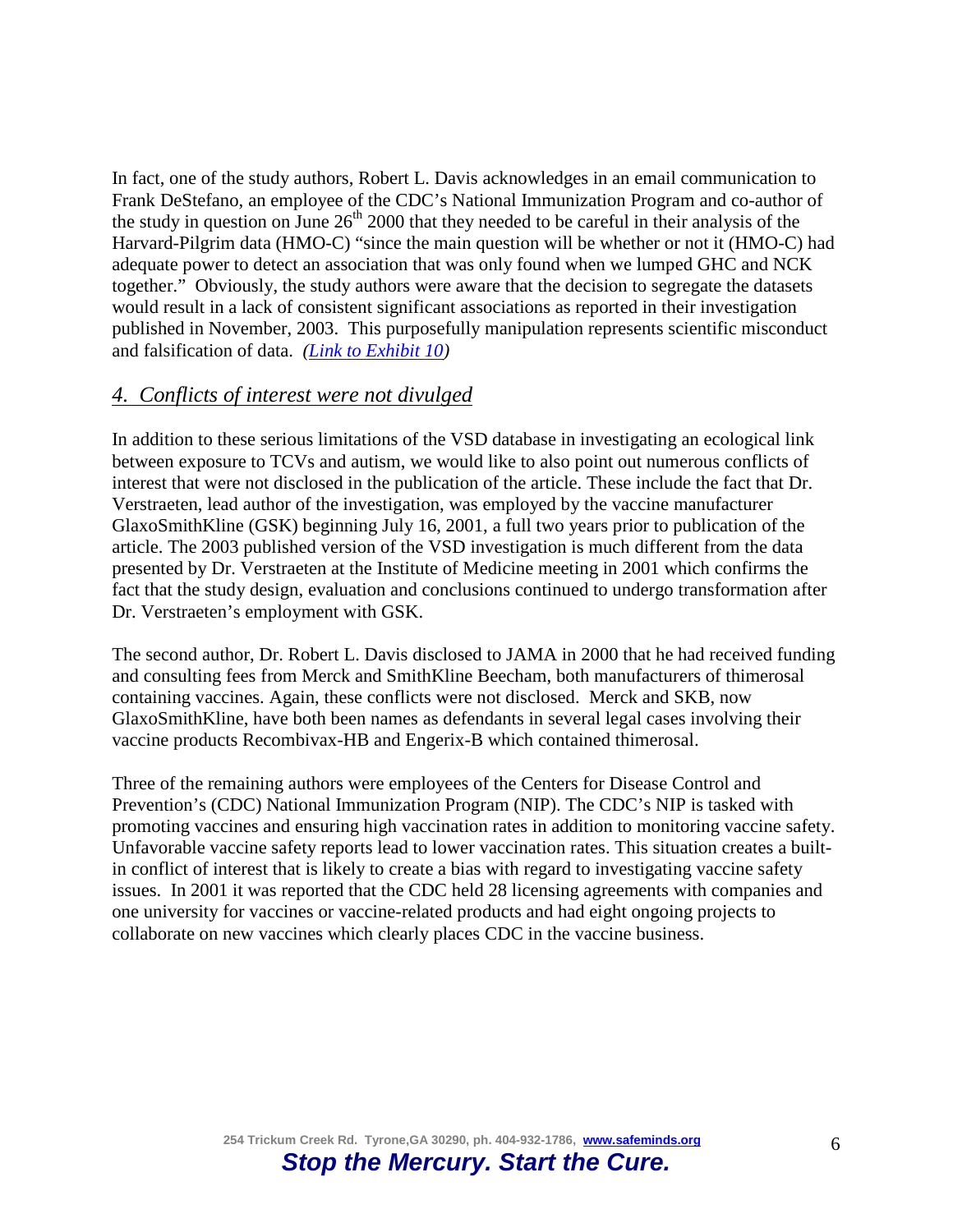In fact, one of the study authors, Robert L. Davis acknowledges in an email communication to Frank DeStefano, an employee of the CDC's National Immunization Program and co-author of the study in question on June 26th 2000 that they needed to be careful in their analysis of the Harvard-Pilgrim data (HMO-C) "since the main question will be whether or not it (HMO-C) had adequate power to detect an association that was only found when we lumped GHC and NCK together." Obviously, the study authors were aware that the decision to segregate the datasets would result in a lack of consistent significant associations as reported in their investigation published in November, 2003. This purposefully manipulation represents scientific misconduct and falsification of data. *(Link to Exhibit 10)*

## *4. Conflicts of interest were not divulged*

In addition to these serious limitations of the VSD database in investigating an ecological link between exposure to TCVs and autism, we would like to also point out numerous conflicts of interest that were not disclosed in the publication of the article. These include the fact that Dr. Verstraeten, lead author of the investigation, was employed by the vaccine manufacturer GlaxoSmithKline (GSK) beginning July 16, 2001, a full two years prior to publication of the article. The 2003 published version of the VSD investigation is much different from the data presented by Dr. Verstraeten at the Institute of Medicine meeting in 2001 which confirms the fact that the study design, evaluation and conclusions continued to undergo transformation after Dr. Verstraeten's employment with GSK.

The second author, Dr. Robert L. Davis disclosed to JAMA in 2000 that he had received funding and consulting fees from Merck and SmithKline Beecham, both manufacturers of thimerosal containing vaccines. Again, these conflicts were not disclosed. Merck and SKB, now GlaxoSmithKline, have both been names as defendants in several legal cases involving their vaccine products Recombivax-HB and Engerix-B which contained thimerosal.

Three of the remaining authors were employees of the Centers for Disease Control and Prevention's (CDC) National Immunization Program (NIP). The CDC's NIP is tasked with promoting vaccines and ensuring high vaccination rates in addition to monitoring vaccine safety. Unfavorable vaccine safety reports lead to lower vaccination rates. This situation creates a built-in conflict of interest that is likely to create a bias with regard to investigating vaccine safety issues. In 2001 it was reported that the CDC held 28 licensing agreements with companies and one university for vaccines or vaccine-related products and had eight ongoing projects to collaborate on new vaccines which clearly places CDC in the vaccine business.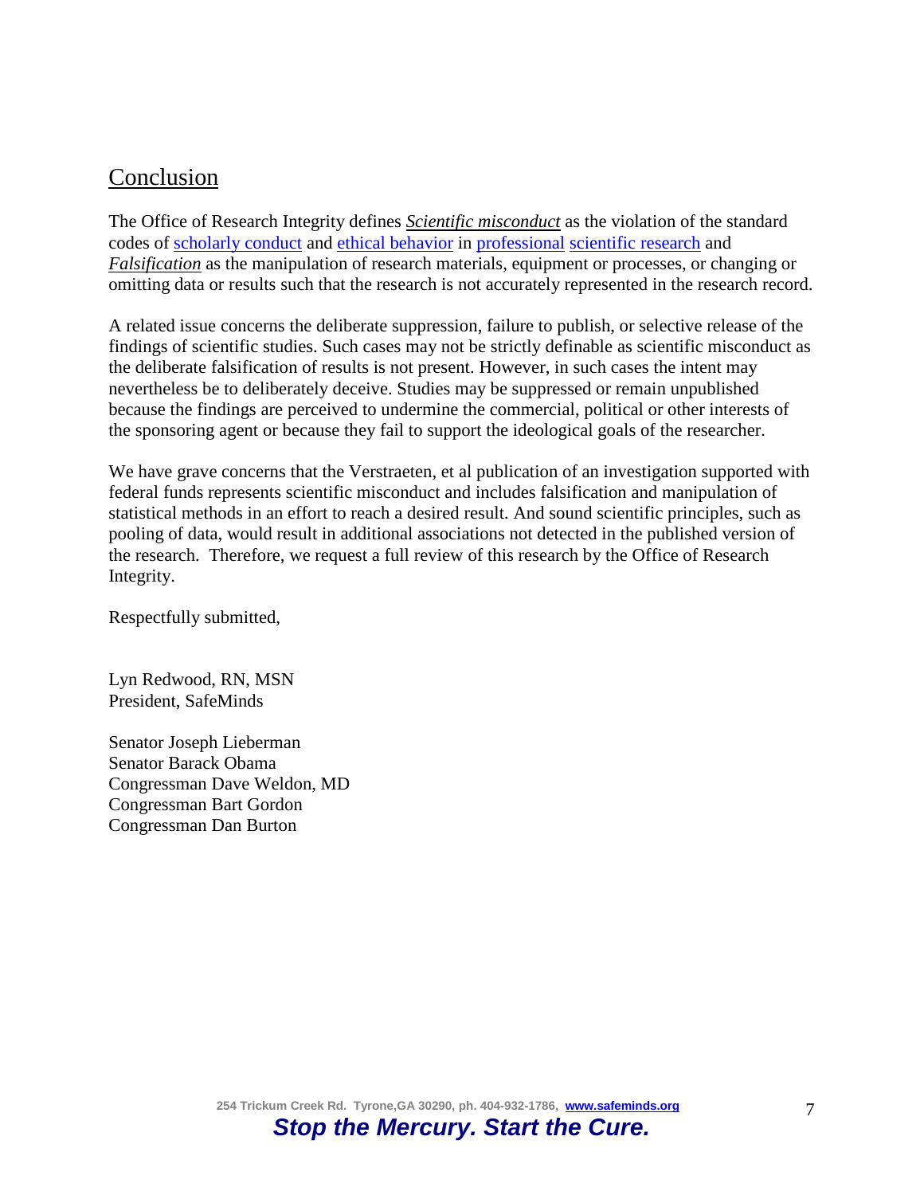## Conclusion

The Office of Research Integrity defines ***Scientific misconduct*** as the violation of the standard codes of scholarly conduct and ethical behavior in professional scientific research and ***Falsification*** as the manipulation of research materials, equipment or processes, or changing or omitting data or results such that the research is not accurately represented in the research record.

A related issue concerns the deliberate suppression, failure to publish, or selective release of the findings of scientific studies. Such cases may not be strictly definable as scientific misconduct as the deliberate falsification of results is not present. However, in such cases the intent may nevertheless be to deliberately deceive. Studies may be suppressed or remain unpublished because the findings are perceived to undermine the commercial, political or other interests of the sponsoring agent or because they fail to support the ideological goals of the researcher.

We have grave concerns that the Verstraeten, et al publication of an investigation supported with federal funds represents scientific misconduct and includes falsification and manipulation of statistical methods in an effort to reach a desired result. And sound scientific principles, such as pooling of data, would result in additional associations not detected in the published version of the research. Therefore, we request a full review of this research by the Office of Research Integrity.

Respectfully submitted,

Lyn Redwood, RN, MSN
President, SafeMinds

Senator Joseph Lieberman
Senator Barack Obama
Congressman Dave Weldon, MD
Congressman Bart Gordon
Congressman Dan Burton

254 Trickum Creek Rd. Tyrone,GA 30290, ph. 404-932-1786, www.safeminds.org

*Stop the Mercury. Start the Cure.*